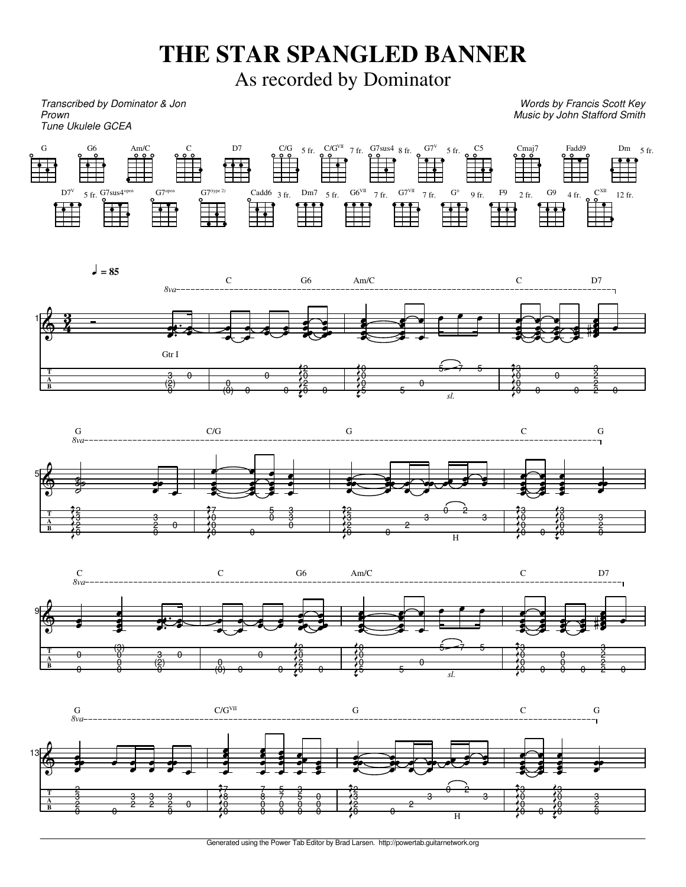# THE STAR SPANGLED BANNER

## As recorded by Dominator

*Transcribed by Dominator & Jon Prown*
*Tune Ukulele GCEA*

*Words by Francis Scott Key*
*Music by John Stafford Smith*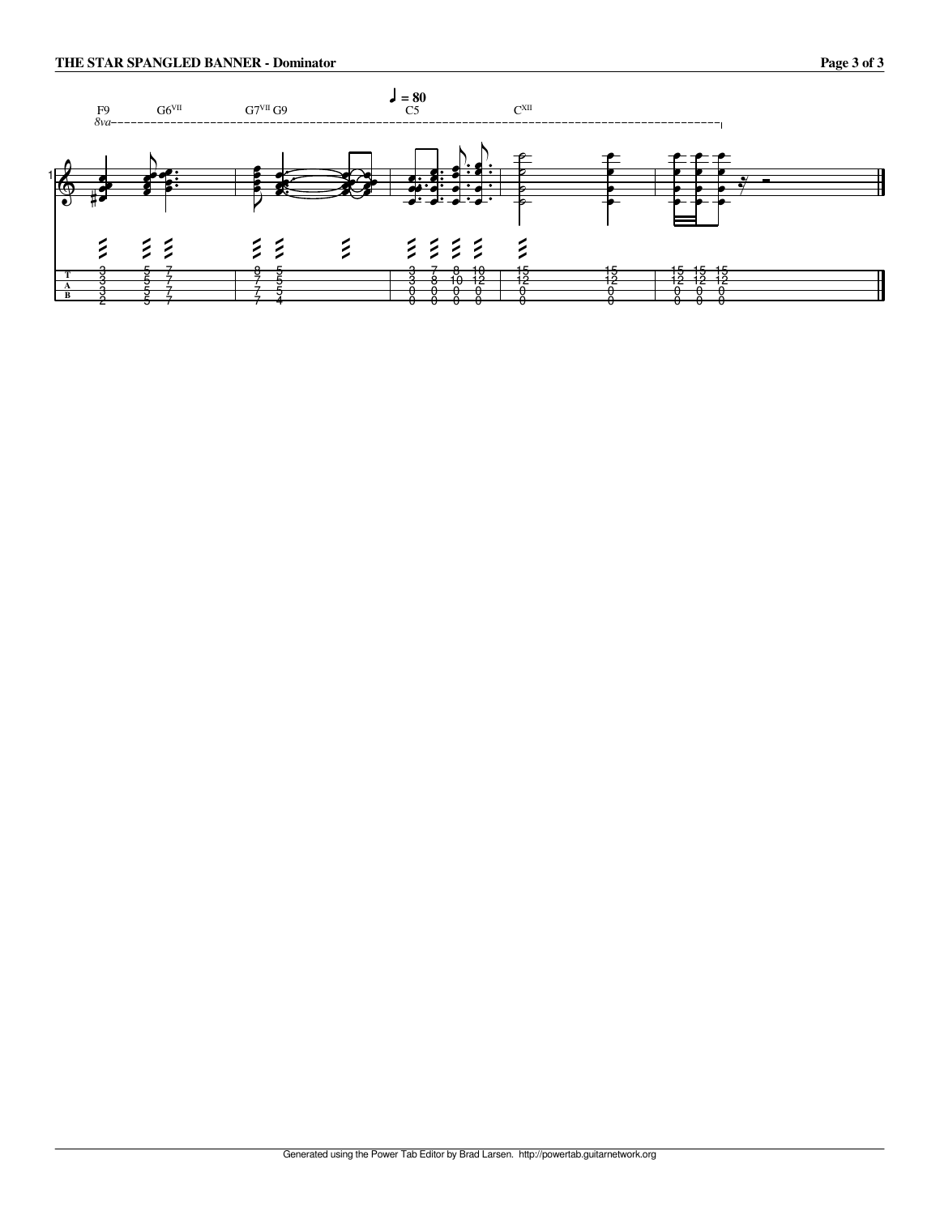F9 G6^VII G7^VII G9 ♩= 80 C5 C^XII

8va

1

| T | 3 | 5 | 7 | 8 | 5 | 3 | 7 | 8 | 10 | 15 | 15 | 15 | 15 | 15 |
|---|---|---|---|---|---|---|---|---|---|---|---|---|---|---|
| | 3 | 5 | 7 | 7 | 5 | 3 | 8 | 10 | 12 | 12 | 12 | 12 | 12 | 12 |
| A | 3 | 5 | 7 | 7 | 5 | 0 | 0 | 0 | 0 | 0 | 0 | 0 | 0 | 0 |
| B | 2 | 5 | 7 | 7 | 4 | 0 | 0 | 0 | 0 | 0 | 0 | 0 | 0 | 0 |

Generated using the Power Tab Editor by Brad Larsen. http://powertab.guitarnetwork.org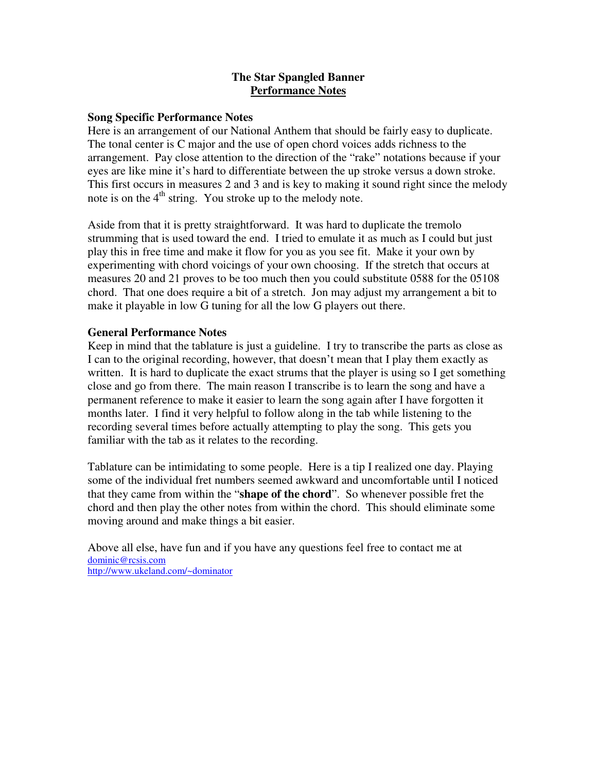# The Star Spangled Banner
## Performance Notes

### Song Specific Performance Notes

Here is an arrangement of our National Anthem that should be fairly easy to duplicate. The tonal center is C major and the use of open chord voices adds richness to the arrangement. Pay close attention to the direction of the "rake" notations because if your eyes are like mine it's hard to differentiate between the up stroke versus a down stroke. This first occurs in measures 2 and 3 and is key to making it sound right since the melody note is on the 4th string. You stroke up to the melody note.

Aside from that it is pretty straightforward. It was hard to duplicate the tremolo strumming that is used toward the end. I tried to emulate it as much as I could but just play this in free time and make it flow for you as you see fit. Make it your own by experimenting with chord voicings of your own choosing. If the stretch that occurs at measures 20 and 21 proves to be too much then you could substitute 0588 for the 05108 chord. That one does require a bit of a stretch. Jon may adjust my arrangement a bit to make it playable in low G tuning for all the low G players out there.

### General Performance Notes

Keep in mind that the tablature is just a guideline. I try to transcribe the parts as close as I can to the original recording, however, that doesn't mean that I play them exactly as written. It is hard to duplicate the exact strums that the player is using so I get something close and go from there. The main reason I transcribe is to learn the song and have a permanent reference to make it easier to learn the song again after I have forgotten it months later. I find it very helpful to follow along in the tab while listening to the recording several times before actually attempting to play the song. This gets you familiar with the tab as it relates to the recording.

Tablature can be intimidating to some people. Here is a tip I realized one day. Playing some of the individual fret numbers seemed awkward and uncomfortable until I noticed that they came from within the "**shape of the chord**". So whenever possible fret the chord and then play the other notes from within the chord. This should eliminate some moving around and make things a bit easier.

Above all else, have fun and if you have any questions feel free to contact me at
dominic@rcsis.com
http://www.ukeland.com/~dominator